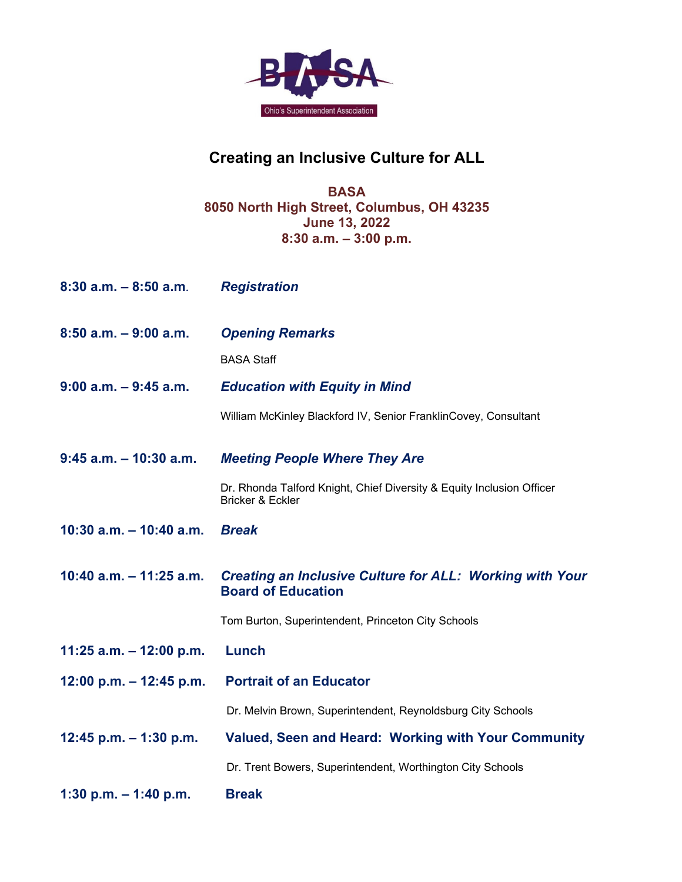BASA

Ohio's Superintendent Association

# Creating an Inclusive Culture for ALL

**BASA**
**8050 North High Street, Columbus, OH 43235**
**June 13, 2022**
**8:30 a.m. – 3:00 p.m.**

**8:30 a.m. – 8:50 a.m.** ***Registration***

**8:50 a.m. – 9:00 a.m.** ***Opening Remarks***

BASA Staff

**9:00 a.m. – 9:45 a.m.** ***Education with Equity in Mind***

William McKinley Blackford IV, Senior FranklinCovey, Consultant

**9:45 a.m. – 10:30 a.m.** ***Meeting People Where They Are***

Dr. Rhonda Talford Knight, Chief Diversity & Equity Inclusion Officer
Bricker & Eckler

**10:30 a.m. – 10:40 a.m.** ***Break***

**10:40 a.m. – 11:25 a.m.** ***Creating an Inclusive Culture for ALL: Working with Your Board of Education***

Tom Burton, Superintendent, Princeton City Schools

**11:25 a.m. – 12:00 p.m.** **Lunch**

**12:00 p.m. – 12:45 p.m.** **Portrait of an Educator**

Dr. Melvin Brown, Superintendent, Reynoldsburg City Schools

**12:45 p.m. – 1:30 p.m.** **Valued, Seen and Heard: Working with Your Community**

Dr. Trent Bowers, Superintendent, Worthington City Schools

**1:30 p.m. – 1:40 p.m.** **Break**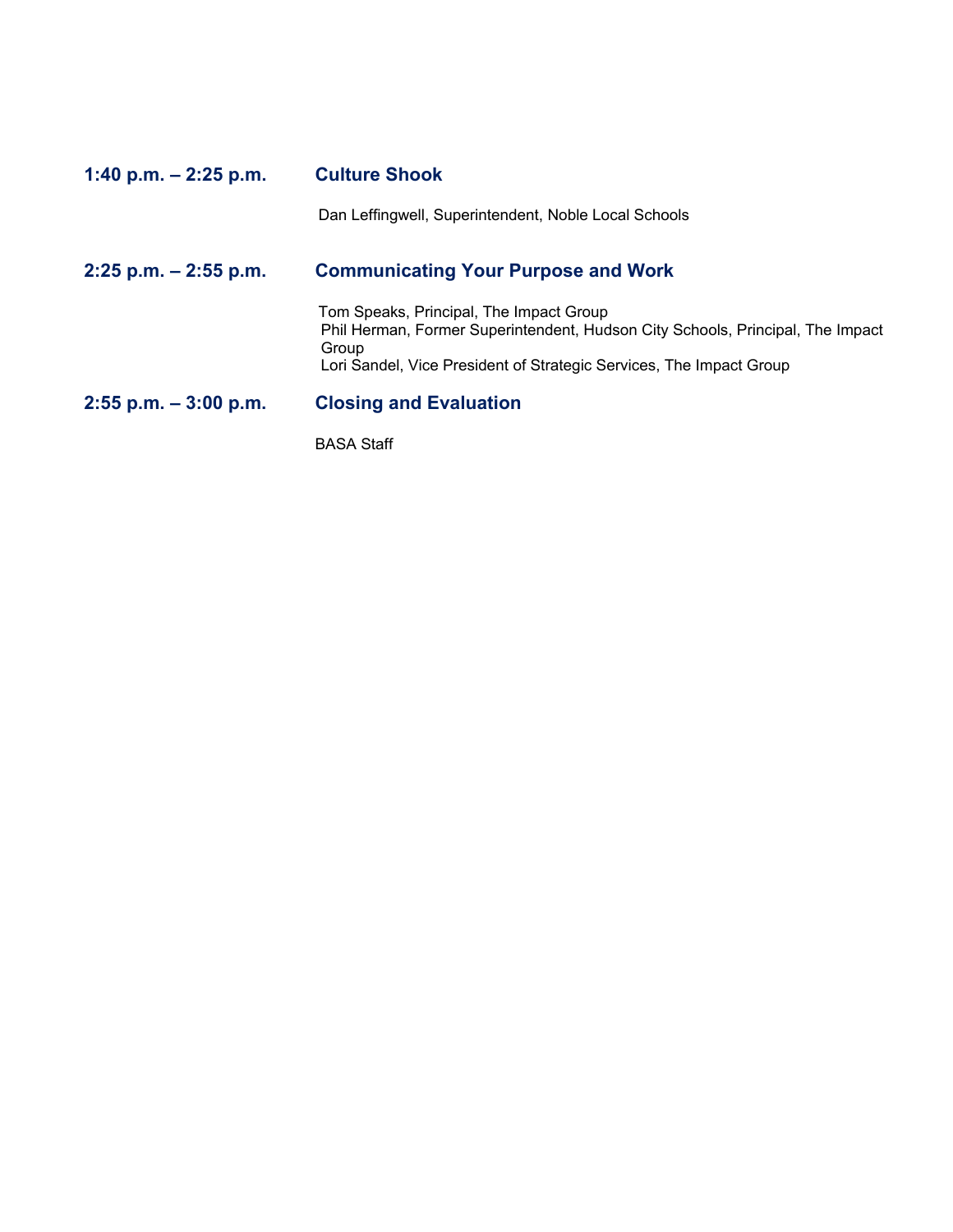**1:40 p.m. – 2:25 p.m.** **Culture Shook**

Dan Leffingwell, Superintendent, Noble Local Schools

**2:25 p.m. – 2:55 p.m.** **Communicating Your Purpose and Work**

Tom Speaks, Principal, The Impact Group
Phil Herman, Former Superintendent, Hudson City Schools, Principal, The Impact Group
Lori Sandel, Vice President of Strategic Services, The Impact Group

**2:55 p.m. – 3:00 p.m.** **Closing and Evaluation**

BASA Staff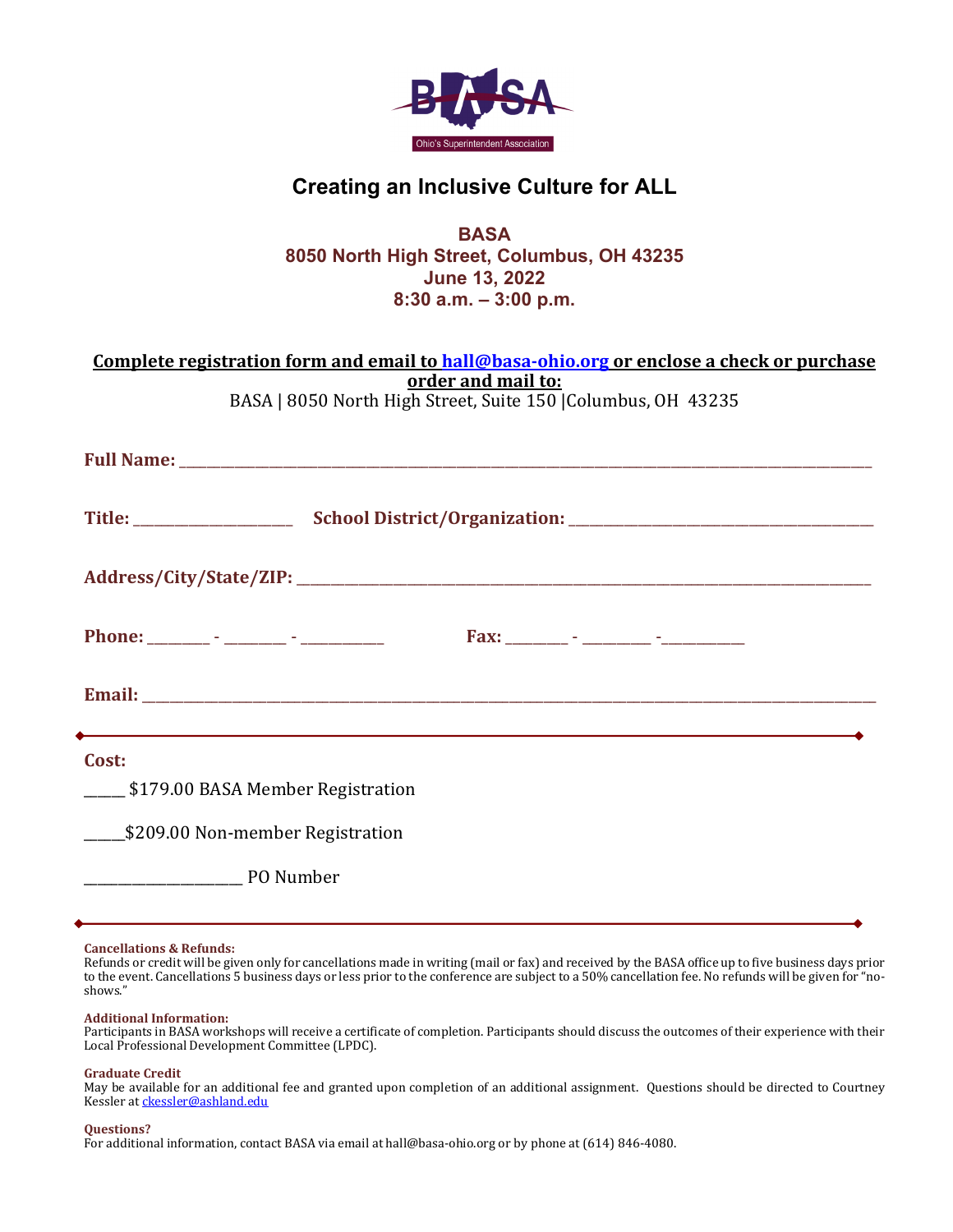BASA

Ohio's Superintendent Association

# Creating an Inclusive Culture for ALL

**BASA**
**8050 North High Street, Columbus, OH 43235**
**June 13, 2022**
**8:30 a.m. – 3:00 p.m.**

**Complete registration form and email to hall@basa-ohio.org or enclose a check or purchase order and mail to:**
BASA | 8050 North High Street, Suite 150 |Columbus, OH 43235

**Full Name:** ____________________________________________

**Title:** ____________ **School District/Organization:** ______________________

**Address/City/State/ZIP:** ____________________________________

**Phone:** _____ - _____ - ______ **Fax:** _____ - _____ -______

**Email:** ____________________________________________

**Cost:**

_____ $179.00 BASA Member Registration

_____$209.00 Non-member Registration

______________ PO Number

**Cancellations & Refunds:**
Refunds or credit will be given only for cancellations made in writing (mail or fax) and received by the BASA office up to five business days prior to the event. Cancellations 5 business days or less prior to the conference are subject to a 50% cancellation fee. No refunds will be given for "no-shows."

**Additional Information:**
Participants in BASA workshops will receive a certificate of completion. Participants should discuss the outcomes of their experience with their Local Professional Development Committee (LPDC).

**Graduate Credit**
May be available for an additional fee and granted upon completion of an additional assignment. Questions should be directed to Courtney Kessler at ckessler@ashland.edu

**Questions?**
For additional information, contact BASA via email at hall@basa-ohio.org or by phone at (614) 846-4080.